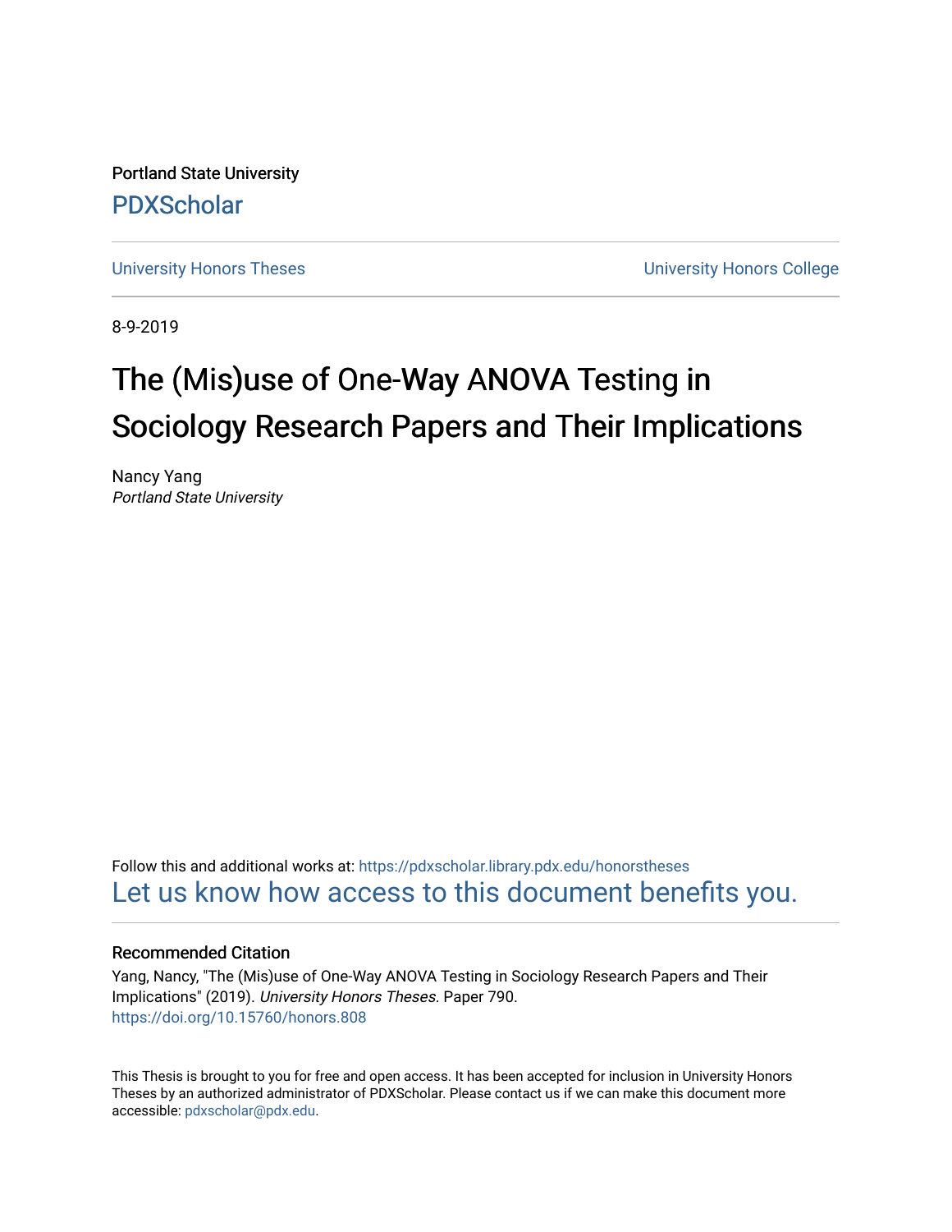Portland State University

PDXScholar

University Honors Theses | University Honors College

8-9-2019

# The (Mis)use of One-Way ANOVA Testing in Sociology Research Papers and Their Implications

Nancy Yang
*Portland State University*

Follow this and additional works at: https://pdxscholar.library.pdx.edu/honorstheses

Let us know how access to this document benefits you.

## Recommended Citation

Yang, Nancy, "The (Mis)use of One-Way ANOVA Testing in Sociology Research Papers and Their Implications" (2019). *University Honors Theses.* Paper 790.
https://doi.org/10.15760/honors.808

This Thesis is brought to you for free and open access. It has been accepted for inclusion in University Honors Theses by an authorized administrator of PDXScholar. Please contact us if we can make this document more accessible: pdxscholar@pdx.edu.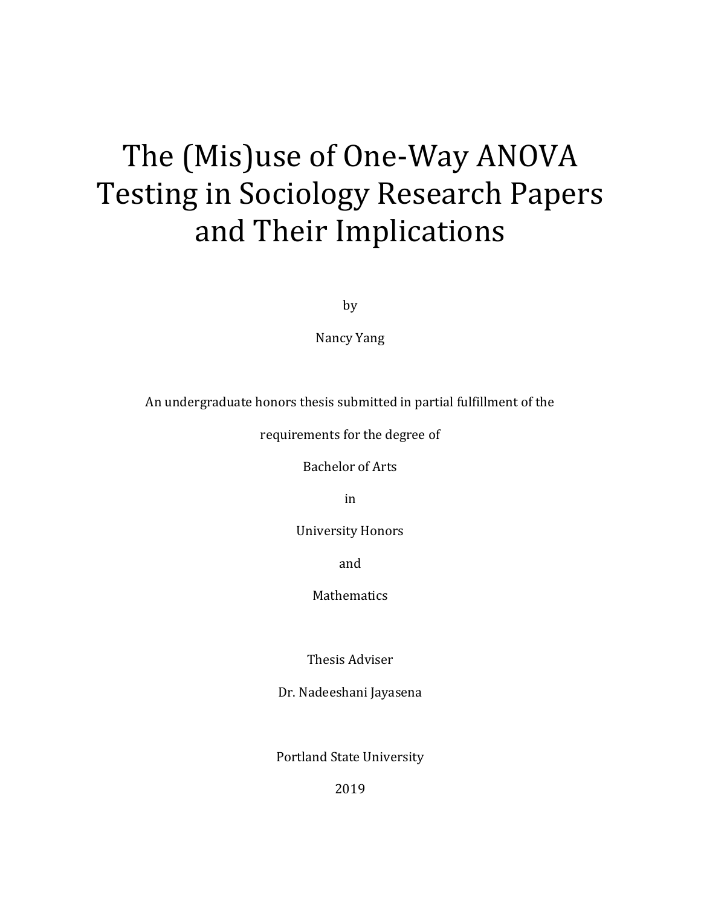# The (Mis)use of One-Way ANOVA Testing in Sociology Research Papers and Their Implications

by

Nancy Yang

An undergraduate honors thesis submitted in partial fulfillment of the

requirements for the degree of

Bachelor of Arts

in

University Honors

and

Mathematics

Thesis Adviser

Dr. Nadeeshani Jayasena

Portland State University

2019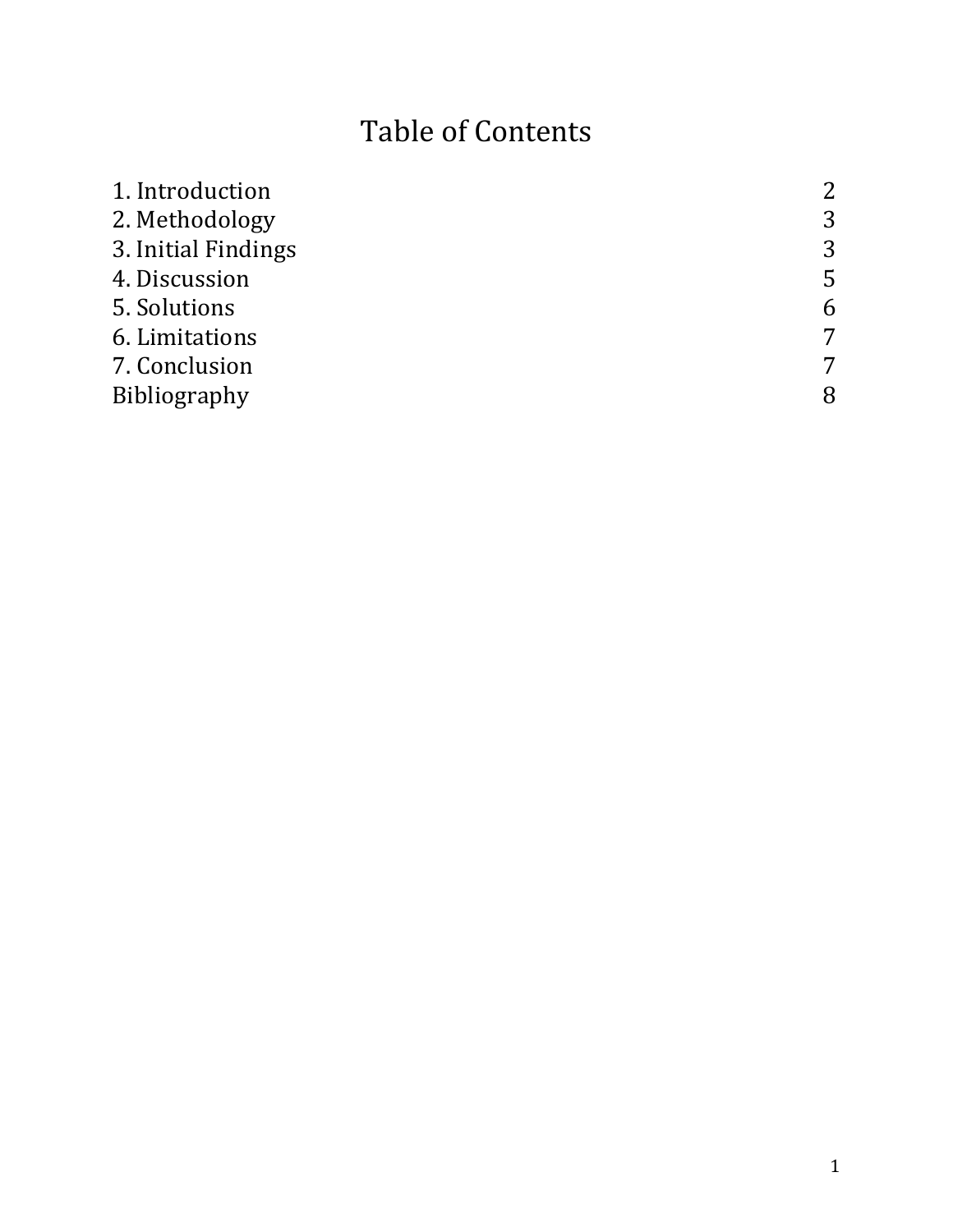# Table of Contents

| | |
|---|---|
| 1. Introduction | 2 |
| 2. Methodology | 3 |
| 3. Initial Findings | 3 |
| 4. Discussion | 5 |
| 5. Solutions | 6 |
| 6. Limitations | 7 |
| 7. Conclusion | 7 |
| Bibliography | 8 |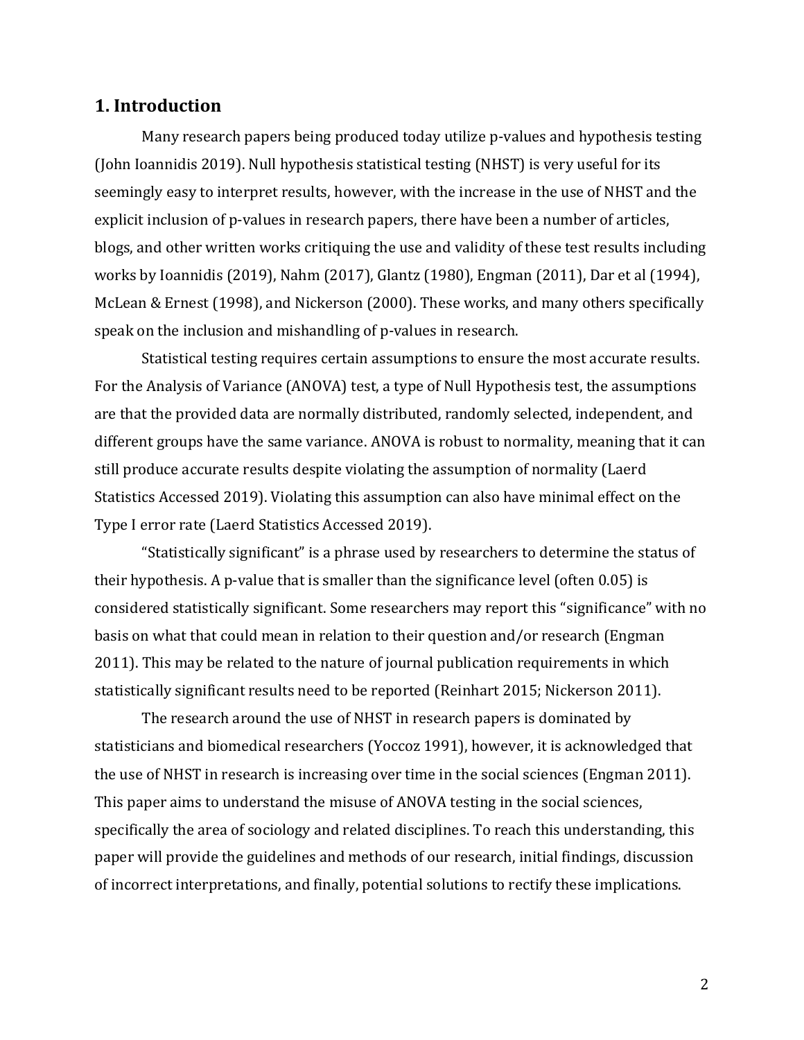## 1. Introduction

Many research papers being produced today utilize p-values and hypothesis testing (John Ioannidis 2019). Null hypothesis statistical testing (NHST) is very useful for its seemingly easy to interpret results, however, with the increase in the use of NHST and the explicit inclusion of p-values in research papers, there have been a number of articles, blogs, and other written works critiquing the use and validity of these test results including works by Ioannidis (2019), Nahm (2017), Glantz (1980), Engman (2011), Dar et al (1994), McLean & Ernest (1998), and Nickerson (2000). These works, and many others specifically speak on the inclusion and mishandling of p-values in research.

Statistical testing requires certain assumptions to ensure the most accurate results. For the Analysis of Variance (ANOVA) test, a type of Null Hypothesis test, the assumptions are that the provided data are normally distributed, randomly selected, independent, and different groups have the same variance. ANOVA is robust to normality, meaning that it can still produce accurate results despite violating the assumption of normality (Laerd Statistics Accessed 2019). Violating this assumption can also have minimal effect on the Type I error rate (Laerd Statistics Accessed 2019).

"Statistically significant" is a phrase used by researchers to determine the status of their hypothesis. A p-value that is smaller than the significance level (often 0.05) is considered statistically significant. Some researchers may report this "significance" with no basis on what that could mean in relation to their question and/or research (Engman 2011). This may be related to the nature of journal publication requirements in which statistically significant results need to be reported (Reinhart 2015; Nickerson 2011).

The research around the use of NHST in research papers is dominated by statisticians and biomedical researchers (Yoccoz 1991), however, it is acknowledged that the use of NHST in research is increasing over time in the social sciences (Engman 2011). This paper aims to understand the misuse of ANOVA testing in the social sciences, specifically the area of sociology and related disciplines. To reach this understanding, this paper will provide the guidelines and methods of our research, initial findings, discussion of incorrect interpretations, and finally, potential solutions to rectify these implications.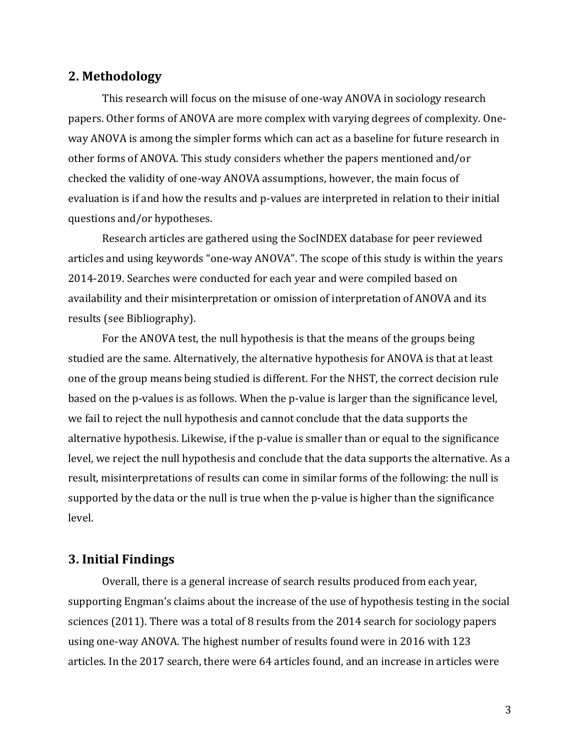## 2. Methodology

This research will focus on the misuse of one-way ANOVA in sociology research papers. Other forms of ANOVA are more complex with varying degrees of complexity. One-way ANOVA is among the simpler forms which can act as a baseline for future research in other forms of ANOVA. This study considers whether the papers mentioned and/or checked the validity of one-way ANOVA assumptions, however, the main focus of evaluation is if and how the results and p-values are interpreted in relation to their initial questions and/or hypotheses.

Research articles are gathered using the SocINDEX database for peer reviewed articles and using keywords "one-way ANOVA". The scope of this study is within the years 2014-2019. Searches were conducted for each year and were compiled based on availability and their misinterpretation or omission of interpretation of ANOVA and its results (see Bibliography).

For the ANOVA test, the null hypothesis is that the means of the groups being studied are the same. Alternatively, the alternative hypothesis for ANOVA is that at least one of the group means being studied is different. For the NHST, the correct decision rule based on the p-values is as follows. When the p-value is larger than the significance level, we fail to reject the null hypothesis and cannot conclude that the data supports the alternative hypothesis. Likewise, if the p-value is smaller than or equal to the significance level, we reject the null hypothesis and conclude that the data supports the alternative. As a result, misinterpretations of results can come in similar forms of the following: the null is supported by the data or the null is true when the p-value is higher than the significance level.

## 3. Initial Findings

Overall, there is a general increase of search results produced from each year, supporting Engman's claims about the increase of the use of hypothesis testing in the social sciences (2011). There was a total of 8 results from the 2014 search for sociology papers using one-way ANOVA. The highest number of results found were in 2016 with 123 articles. In the 2017 search, there were 64 articles found, and an increase in articles were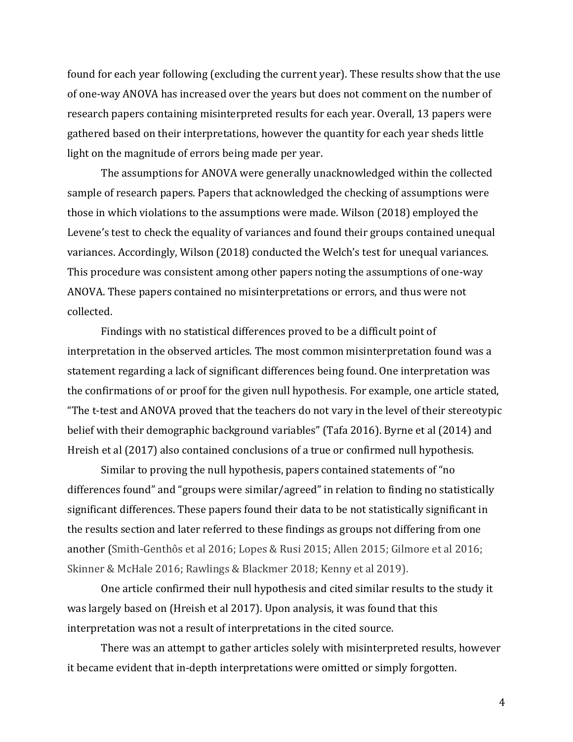found for each year following (excluding the current year). These results show that the use of one-way ANOVA has increased over the years but does not comment on the number of research papers containing misinterpreted results for each year. Overall, 13 papers were gathered based on their interpretations, however the quantity for each year sheds little light on the magnitude of errors being made per year.

The assumptions for ANOVA were generally unacknowledged within the collected sample of research papers. Papers that acknowledged the checking of assumptions were those in which violations to the assumptions were made. Wilson (2018) employed the Levene's test to check the equality of variances and found their groups contained unequal variances. Accordingly, Wilson (2018) conducted the Welch's test for unequal variances. This procedure was consistent among other papers noting the assumptions of one-way ANOVA. These papers contained no misinterpretations or errors, and thus were not collected.

Findings with no statistical differences proved to be a difficult point of interpretation in the observed articles. The most common misinterpretation found was a statement regarding a lack of significant differences being found. One interpretation was the confirmations of or proof for the given null hypothesis. For example, one article stated, "The t-test and ANOVA proved that the teachers do not vary in the level of their stereotypic belief with their demographic background variables" (Tafa 2016). Byrne et al (2014) and Hreish et al (2017) also contained conclusions of a true or confirmed null hypothesis.

Similar to proving the null hypothesis, papers contained statements of "no differences found" and "groups were similar/agreed" in relation to finding no statistically significant differences. These papers found their data to be not statistically significant in the results section and later referred to these findings as groups not differing from one another (Smith-Genthôs et al 2016; Lopes & Rusi 2015; Allen 2015; Gilmore et al 2016; Skinner & McHale 2016; Rawlings & Blackmer 2018; Kenny et al 2019).

One article confirmed their null hypothesis and cited similar results to the study it was largely based on (Hreish et al 2017). Upon analysis, it was found that this interpretation was not a result of interpretations in the cited source.

There was an attempt to gather articles solely with misinterpreted results, however it became evident that in-depth interpretations were omitted or simply forgotten.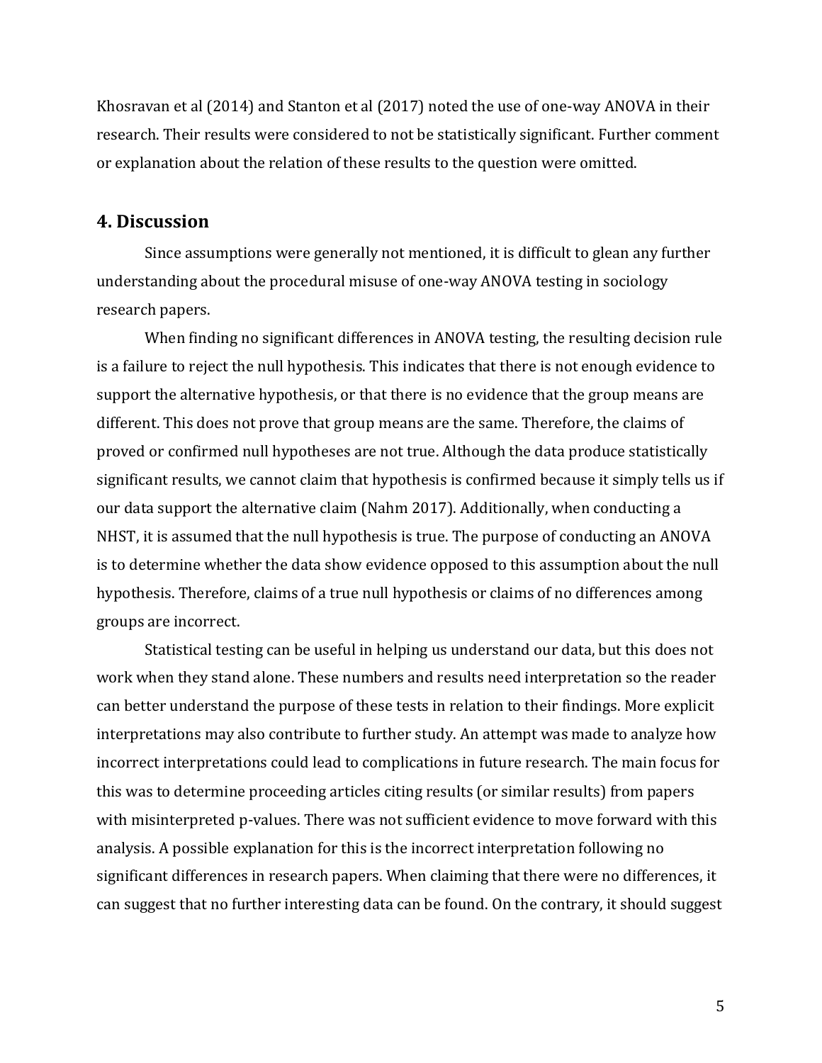Khosravan et al (2014) and Stanton et al (2017) noted the use of one-way ANOVA in their research. Their results were considered to not be statistically significant. Further comment or explanation about the relation of these results to the question were omitted.

## 4. Discussion

Since assumptions were generally not mentioned, it is difficult to glean any further understanding about the procedural misuse of one-way ANOVA testing in sociology research papers.

When finding no significant differences in ANOVA testing, the resulting decision rule is a failure to reject the null hypothesis. This indicates that there is not enough evidence to support the alternative hypothesis, or that there is no evidence that the group means are different. This does not prove that group means are the same. Therefore, the claims of proved or confirmed null hypotheses are not true. Although the data produce statistically significant results, we cannot claim that hypothesis is confirmed because it simply tells us if our data support the alternative claim (Nahm 2017). Additionally, when conducting a NHST, it is assumed that the null hypothesis is true. The purpose of conducting an ANOVA is to determine whether the data show evidence opposed to this assumption about the null hypothesis. Therefore, claims of a true null hypothesis or claims of no differences among groups are incorrect.

Statistical testing can be useful in helping us understand our data, but this does not work when they stand alone. These numbers and results need interpretation so the reader can better understand the purpose of these tests in relation to their findings. More explicit interpretations may also contribute to further study. An attempt was made to analyze how incorrect interpretations could lead to complications in future research. The main focus for this was to determine proceeding articles citing results (or similar results) from papers with misinterpreted p-values. There was not sufficient evidence to move forward with this analysis. A possible explanation for this is the incorrect interpretation following no significant differences in research papers. When claiming that there were no differences, it can suggest that no further interesting data can be found. On the contrary, it should suggest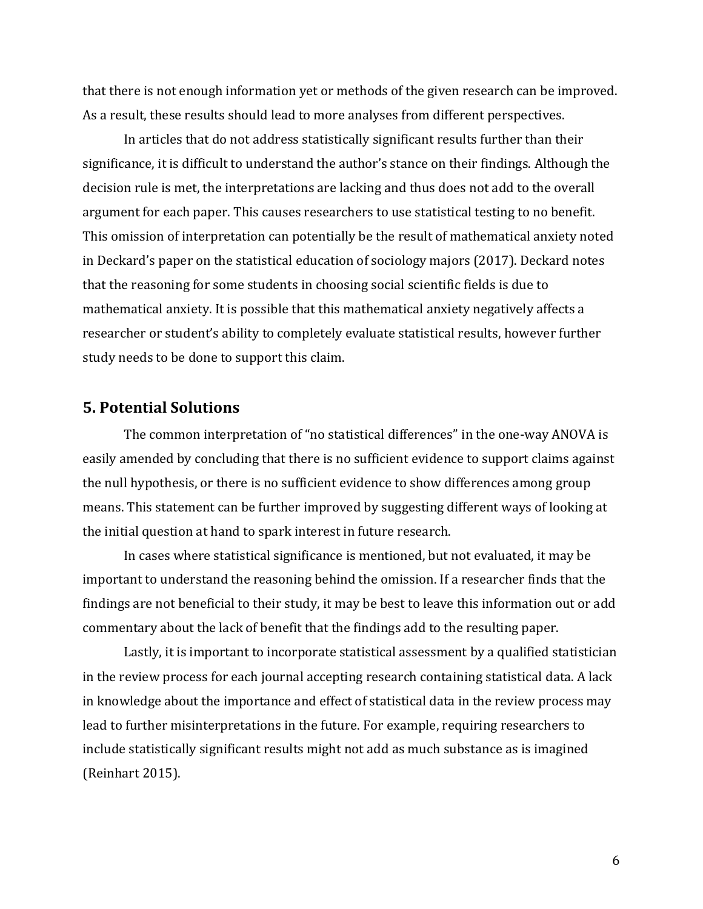that there is not enough information yet or methods of the given research can be improved. As a result, these results should lead to more analyses from different perspectives.

In articles that do not address statistically significant results further than their significance, it is difficult to understand the author's stance on their findings. Although the decision rule is met, the interpretations are lacking and thus does not add to the overall argument for each paper. This causes researchers to use statistical testing to no benefit. This omission of interpretation can potentially be the result of mathematical anxiety noted in Deckard's paper on the statistical education of sociology majors (2017). Deckard notes that the reasoning for some students in choosing social scientific fields is due to mathematical anxiety. It is possible that this mathematical anxiety negatively affects a researcher or student's ability to completely evaluate statistical results, however further study needs to be done to support this claim.

## 5. Potential Solutions

The common interpretation of "no statistical differences" in the one-way ANOVA is easily amended by concluding that there is no sufficient evidence to support claims against the null hypothesis, or there is no sufficient evidence to show differences among group means. This statement can be further improved by suggesting different ways of looking at the initial question at hand to spark interest in future research.

In cases where statistical significance is mentioned, but not evaluated, it may be important to understand the reasoning behind the omission. If a researcher finds that the findings are not beneficial to their study, it may be best to leave this information out or add commentary about the lack of benefit that the findings add to the resulting paper.

Lastly, it is important to incorporate statistical assessment by a qualified statistician in the review process for each journal accepting research containing statistical data. A lack in knowledge about the importance and effect of statistical data in the review process may lead to further misinterpretations in the future. For example, requiring researchers to include statistically significant results might not add as much substance as is imagined (Reinhart 2015).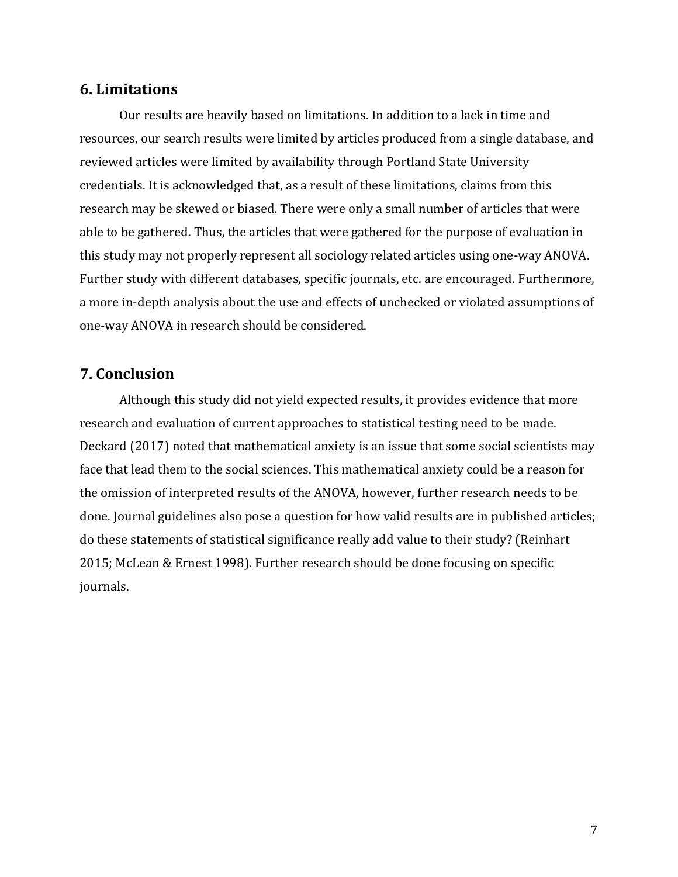## 6. Limitations

Our results are heavily based on limitations. In addition to a lack in time and resources, our search results were limited by articles produced from a single database, and reviewed articles were limited by availability through Portland State University credentials. It is acknowledged that, as a result of these limitations, claims from this research may be skewed or biased. There were only a small number of articles that were able to be gathered. Thus, the articles that were gathered for the purpose of evaluation in this study may not properly represent all sociology related articles using one-way ANOVA. Further study with different databases, specific journals, etc. are encouraged. Furthermore, a more in-depth analysis about the use and effects of unchecked or violated assumptions of one-way ANOVA in research should be considered.

## 7. Conclusion

Although this study did not yield expected results, it provides evidence that more research and evaluation of current approaches to statistical testing need to be made. Deckard (2017) noted that mathematical anxiety is an issue that some social scientists may face that lead them to the social sciences. This mathematical anxiety could be a reason for the omission of interpreted results of the ANOVA, however, further research needs to be done. Journal guidelines also pose a question for how valid results are in published articles; do these statements of statistical significance really add value to their study? (Reinhart 2015; McLean & Ernest 1998). Further research should be done focusing on specific journals.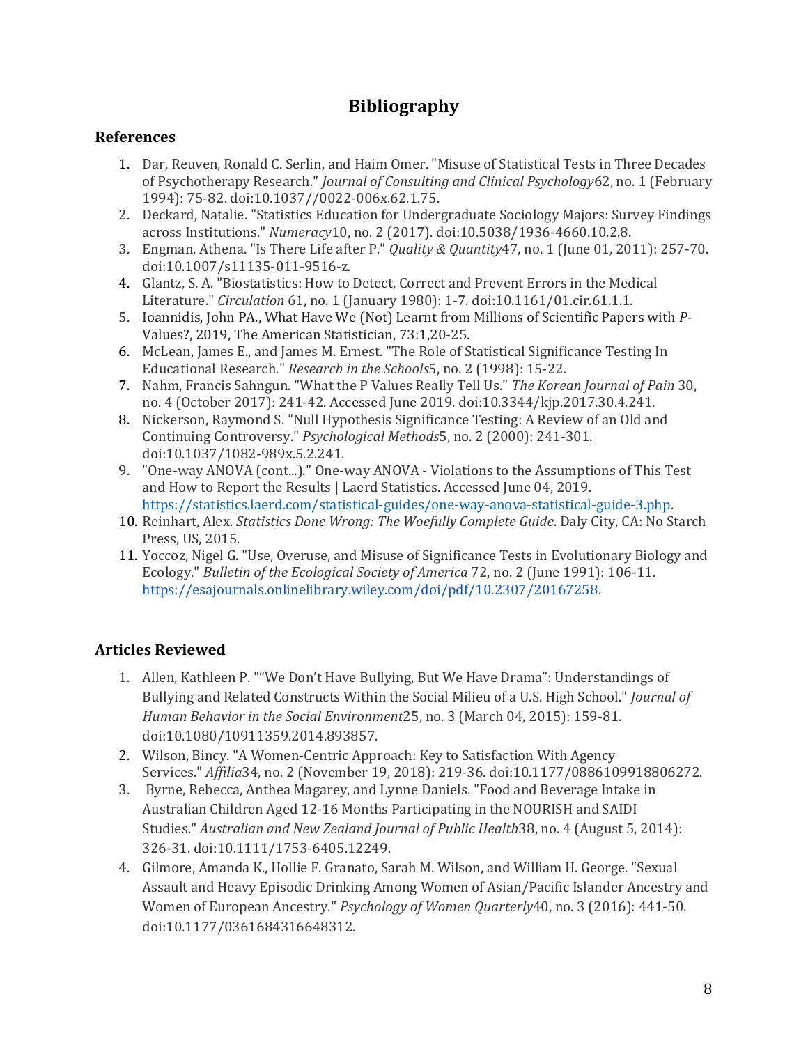# Bibliography

## References

1. Dar, Reuven, Ronald C. Serlin, and Haim Omer. "Misuse of Statistical Tests in Three Decades of Psychotherapy Research." *Journal of Consulting and Clinical Psychology*62, no. 1 (February 1994): 75-82. doi:10.1037//0022-006x.62.1.75.
2. Deckard, Natalie. "Statistics Education for Undergraduate Sociology Majors: Survey Findings across Institutions." *Numeracy*10, no. 2 (2017). doi:10.5038/1936-4660.10.2.8.
3. Engman, Athena. "Is There Life after P." *Quality & Quantity*47, no. 1 (June 01, 2011): 257-70. doi:10.1007/s11135-011-9516-z.
4. Glantz, S. A. "Biostatistics: How to Detect, Correct and Prevent Errors in the Medical Literature." *Circulation* 61, no. 1 (January 1980): 1-7. doi:10.1161/01.cir.61.1.1.
5. Ioannidis, John PA., What Have We (Not) Learnt from Millions of Scientific Papers with *P*-Values?, 2019, The American Statistician, 73:1,20-25.
6. McLean, James E., and James M. Ernest. "The Role of Statistical Significance Testing In Educational Research." *Research in the Schools*5, no. 2 (1998): 15-22.
7. Nahm, Francis Sahngun. "What the P Values Really Tell Us." *The Korean Journal of Pain* 30, no. 4 (October 2017): 241-42. Accessed June 2019. doi:10.3344/kjp.2017.30.4.241.
8. Nickerson, Raymond S. "Null Hypothesis Significance Testing: A Review of an Old and Continuing Controversy." *Psychological Methods*5, no. 2 (2000): 241-301. doi:10.1037/1082-989x.5.2.241.
9. "One-way ANOVA (cont...)." One-way ANOVA - Violations to the Assumptions of This Test and How to Report the Results | Laerd Statistics. Accessed June 04, 2019. https://statistics.laerd.com/statistical-guides/one-way-anova-statistical-guide-3.php.
10. Reinhart, Alex. *Statistics Done Wrong: The Woefully Complete Guide*. Daly City, CA: No Starch Press, US, 2015.
11. Yoccoz, Nigel G. "Use, Overuse, and Misuse of Significance Tests in Evolutionary Biology and Ecology." *Bulletin of the Ecological Society of America* 72, no. 2 (June 1991): 106-11. https://esajournals.onlinelibrary.wiley.com/doi/pdf/10.2307/20167258.

## Articles Reviewed

1. Allen, Kathleen P. ""We Don't Have Bullying, But We Have Drama": Understandings of Bullying and Related Constructs Within the Social Milieu of a U.S. High School." *Journal of Human Behavior in the Social Environment*25, no. 3 (March 04, 2015): 159-81. doi:10.1080/10911359.2014.893857.
2. Wilson, Bincy. "A Women-Centric Approach: Key to Satisfaction With Agency Services." *Affilia*34, no. 2 (November 19, 2018): 219-36. doi:10.1177/0886109918806272.
3. Byrne, Rebecca, Anthea Magarey, and Lynne Daniels. "Food and Beverage Intake in Australian Children Aged 12-16 Months Participating in the NOURISH and SAIDI Studies." *Australian and New Zealand Journal of Public Health*38, no. 4 (August 5, 2014): 326-31. doi:10.1111/1753-6405.12249.
4. Gilmore, Amanda K., Hollie F. Granato, Sarah M. Wilson, and William H. George. "Sexual Assault and Heavy Episodic Drinking Among Women of Asian/Pacific Islander Ancestry and Women of European Ancestry." *Psychology of Women Quarterly*40, no. 3 (2016): 441-50. doi:10.1177/0361684316648312.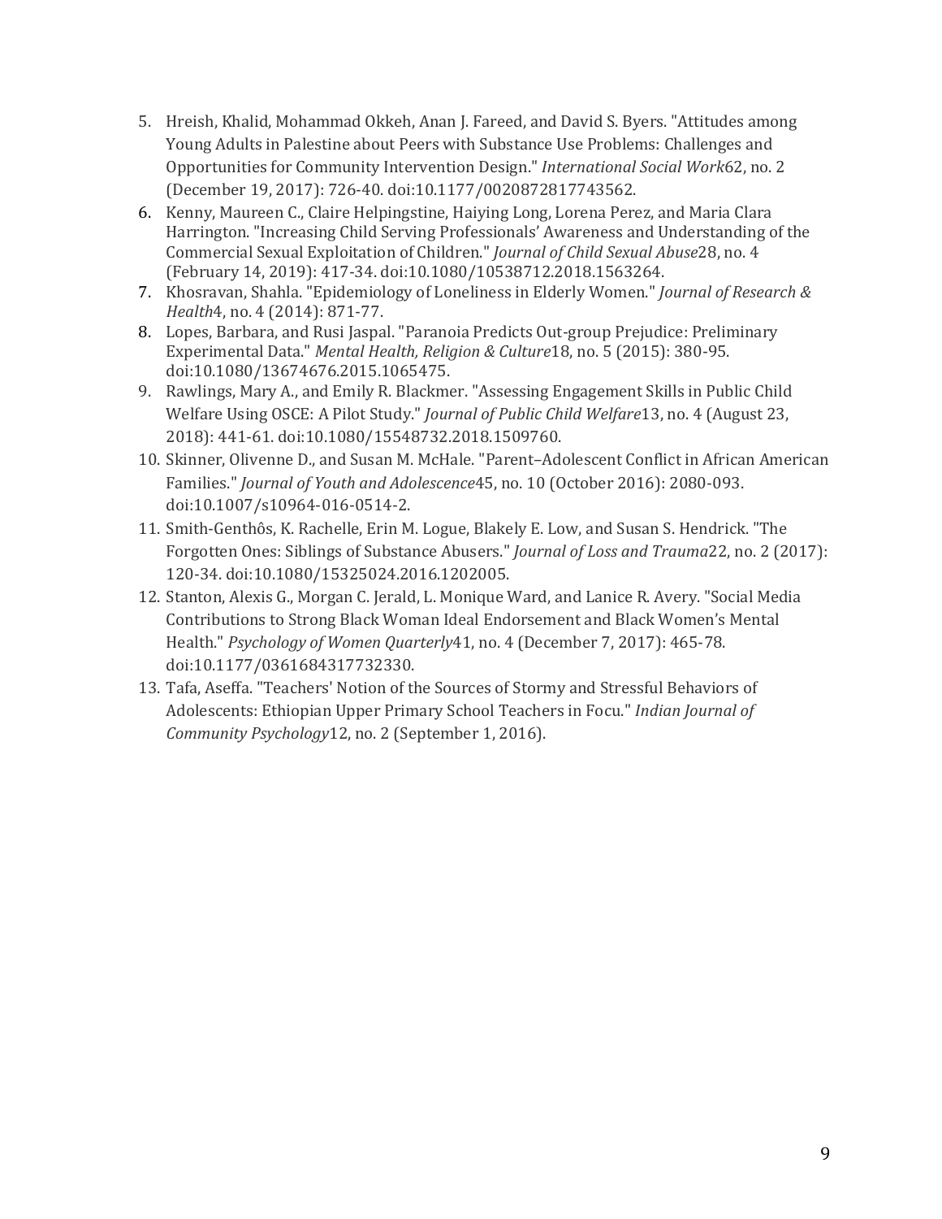5. Hreish, Khalid, Mohammad Okkeh, Anan J. Fareed, and David S. Byers. "Attitudes among Young Adults in Palestine about Peers with Substance Use Problems: Challenges and Opportunities for Community Intervention Design." *International Social Work*62, no. 2 (December 19, 2017): 726-40. doi:10.1177/0020872817743562.
6. Kenny, Maureen C., Claire Helpingstine, Haiying Long, Lorena Perez, and Maria Clara Harrington. "Increasing Child Serving Professionals' Awareness and Understanding of the Commercial Sexual Exploitation of Children." *Journal of Child Sexual Abuse*28, no. 4 (February 14, 2019): 417-34. doi:10.1080/10538712.2018.1563264.
7. Khosravan, Shahla. "Epidemiology of Loneliness in Elderly Women." *Journal of Research & Health*4, no. 4 (2014): 871-77.
8. Lopes, Barbara, and Rusi Jaspal. "Paranoia Predicts Out-group Prejudice: Preliminary Experimental Data." *Mental Health, Religion & Culture*18, no. 5 (2015): 380-95. doi:10.1080/13674676.2015.1065475.
9. Rawlings, Mary A., and Emily R. Blackmer. "Assessing Engagement Skills in Public Child Welfare Using OSCE: A Pilot Study." *Journal of Public Child Welfare*13, no. 4 (August 23, 2018): 441-61. doi:10.1080/15548732.2018.1509760.
10. Skinner, Olivenne D., and Susan M. McHale. "Parent–Adolescent Conflict in African American Families." *Journal of Youth and Adolescence*45, no. 10 (October 2016): 2080-093. doi:10.1007/s10964-016-0514-2.
11. Smith-Genthôs, K. Rachelle, Erin M. Logue, Blakely E. Low, and Susan S. Hendrick. "The Forgotten Ones: Siblings of Substance Abusers." *Journal of Loss and Trauma*22, no. 2 (2017): 120-34. doi:10.1080/15325024.2016.1202005.
12. Stanton, Alexis G., Morgan C. Jerald, L. Monique Ward, and Lanice R. Avery. "Social Media Contributions to Strong Black Woman Ideal Endorsement and Black Women's Mental Health." *Psychology of Women Quarterly*41, no. 4 (December 7, 2017): 465-78. doi:10.1177/0361684317732330.
13. Tafa, Aseffa. "Teachers' Notion of the Sources of Stormy and Stressful Behaviors of Adolescents: Ethiopian Upper Primary School Teachers in Focu." *Indian Journal of Community Psychology*12, no. 2 (September 1, 2016).